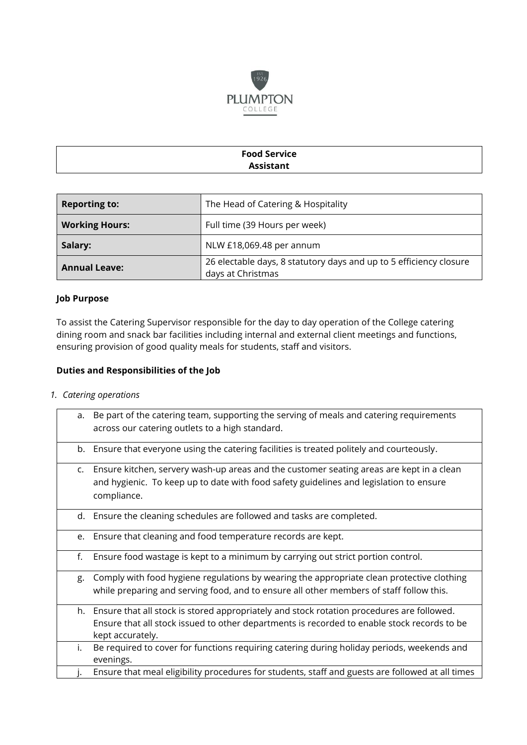# Food Service Assistant

| Reporting to: | The Head of Catering & Hospitality |
|---|---|
| **Working Hours:** | Full time (39 Hours per week) |
| **Salary:** | NLW £18,069.48 per annum |
| **Annual Leave:** | 26 electable days, 8 statutory days and up to 5 efficiency closure days at Christmas |

### Job Purpose

To assist the Catering Supervisor responsible for the day to day operation of the College catering dining room and snack bar facilities including internal and external client meetings and functions, ensuring provision of good quality meals for students, staff and visitors.

### Duties and Responsibilities of the Job

1. *Catering operations*

| | |
|---|---|
| a. | Be part of the catering team, supporting the serving of meals and catering requirements across our catering outlets to a high standard. |
| b. | Ensure that everyone using the catering facilities is treated politely and courteously. |
| c. | Ensure kitchen, servery wash-up areas and the customer seating areas are kept in a clean and hygienic. To keep up to date with food safety guidelines and legislation to ensure compliance. |
| d. | Ensure the cleaning schedules are followed and tasks are completed. |
| e. | Ensure that cleaning and food temperature records are kept. |
| f. | Ensure food wastage is kept to a minimum by carrying out strict portion control. |
| g. | Comply with food hygiene regulations by wearing the appropriate clean protective clothing while preparing and serving food, and to ensure all other members of staff follow this. |
| h. | Ensure that all stock is stored appropriately and stock rotation procedures are followed. Ensure that all stock issued to other departments is recorded to enable stock records to be kept accurately. |
| i. | Be required to cover for functions requiring catering during holiday periods, weekends and evenings. |
| j. | Ensure that meal eligibility procedures for students, staff and guests are followed at all times |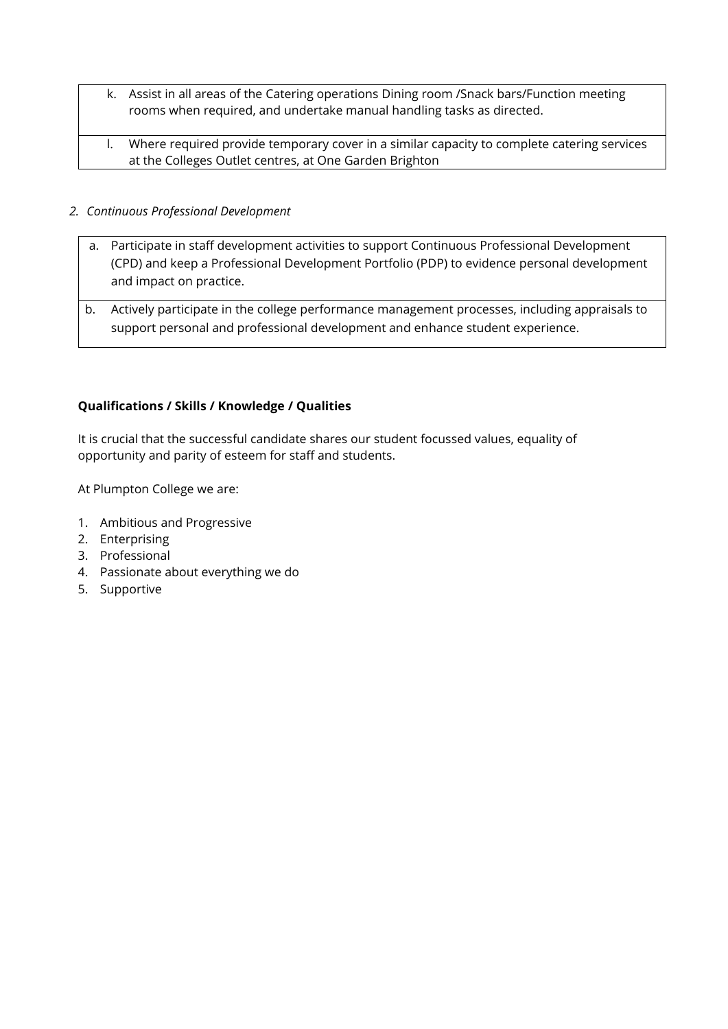| |
|---|
| k. Assist in all areas of the Catering operations Dining room /Snack bars/Function meeting rooms when required, and undertake manual handling tasks as directed. |
| l. Where required provide temporary cover in a similar capacity to complete catering services at the Colleges Outlet centres, at One Garden Brighton |

2. *Continuous Professional Development*

| |
|---|
| a. Participate in staff development activities to support Continuous Professional Development (CPD) and keep a Professional Development Portfolio (PDP) to evidence personal development and impact on practice. |
| b. Actively participate in the college performance management processes, including appraisals to support personal and professional development and enhance student experience. |

**Qualifications / Skills / Knowledge / Qualities**

It is crucial that the successful candidate shares our student focussed values, equality of opportunity and parity of esteem for staff and students.

At Plumpton College we are:

1. Ambitious and Progressive
2. Enterprising
3. Professional
4. Passionate about everything we do
5. Supportive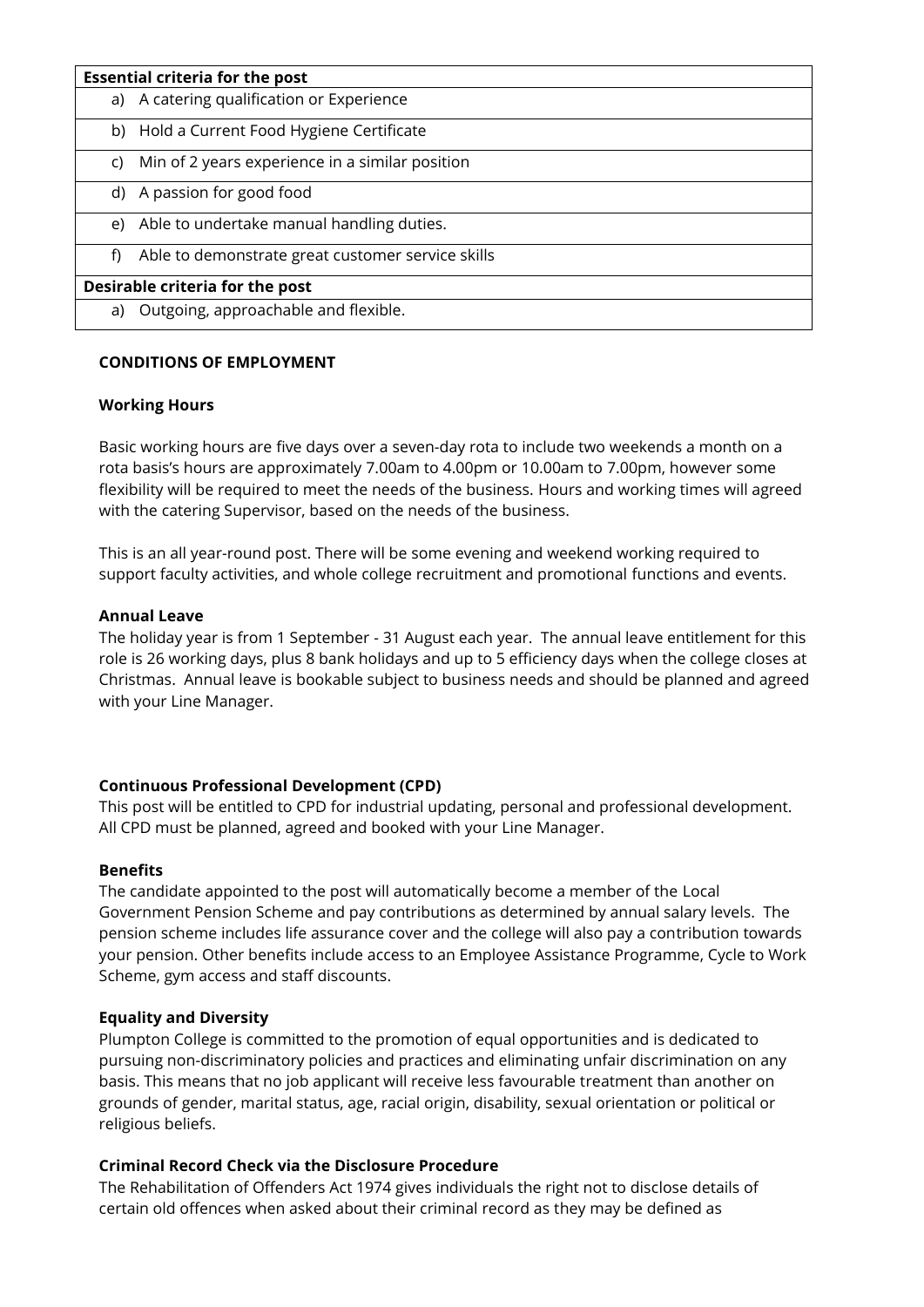| Essential criteria for the post |
| --- |
| a) A catering qualification or Experience |
| b) Hold a Current Food Hygiene Certificate |
| c) Min of 2 years experience in a similar position |
| d) A passion for good food |
| e) Able to undertake manual handling duties. |
| f) Able to demonstrate great customer service skills |
| **Desirable criteria for the post** |
| a) Outgoing, approachable and flexible. |

**CONDITIONS OF EMPLOYMENT**

**Working Hours**

Basic working hours are five days over a seven-day rota to include two weekends a month on a rota basis's hours are approximately 7.00am to 4.00pm or 10.00am to 7.00pm, however some flexibility will be required to meet the needs of the business. Hours and working times will agreed with the catering Supervisor, based on the needs of the business.

This is an all year-round post. There will be some evening and weekend working required to support faculty activities, and whole college recruitment and promotional functions and events.

**Annual Leave**

The holiday year is from 1 September - 31 August each year. The annual leave entitlement for this role is 26 working days, plus 8 bank holidays and up to 5 efficiency days when the college closes at Christmas. Annual leave is bookable subject to business needs and should be planned and agreed with your Line Manager.

**Continuous Professional Development (CPD)**

This post will be entitled to CPD for industrial updating, personal and professional development. All CPD must be planned, agreed and booked with your Line Manager.

**Benefits**

The candidate appointed to the post will automatically become a member of the Local Government Pension Scheme and pay contributions as determined by annual salary levels. The pension scheme includes life assurance cover and the college will also pay a contribution towards your pension. Other benefits include access to an Employee Assistance Programme, Cycle to Work Scheme, gym access and staff discounts.

**Equality and Diversity**

Plumpton College is committed to the promotion of equal opportunities and is dedicated to pursuing non-discriminatory policies and practices and eliminating unfair discrimination on any basis. This means that no job applicant will receive less favourable treatment than another on grounds of gender, marital status, age, racial origin, disability, sexual orientation or political or religious beliefs.

**Criminal Record Check via the Disclosure Procedure**

The Rehabilitation of Offenders Act 1974 gives individuals the right not to disclose details of certain old offences when asked about their criminal record as they may be defined as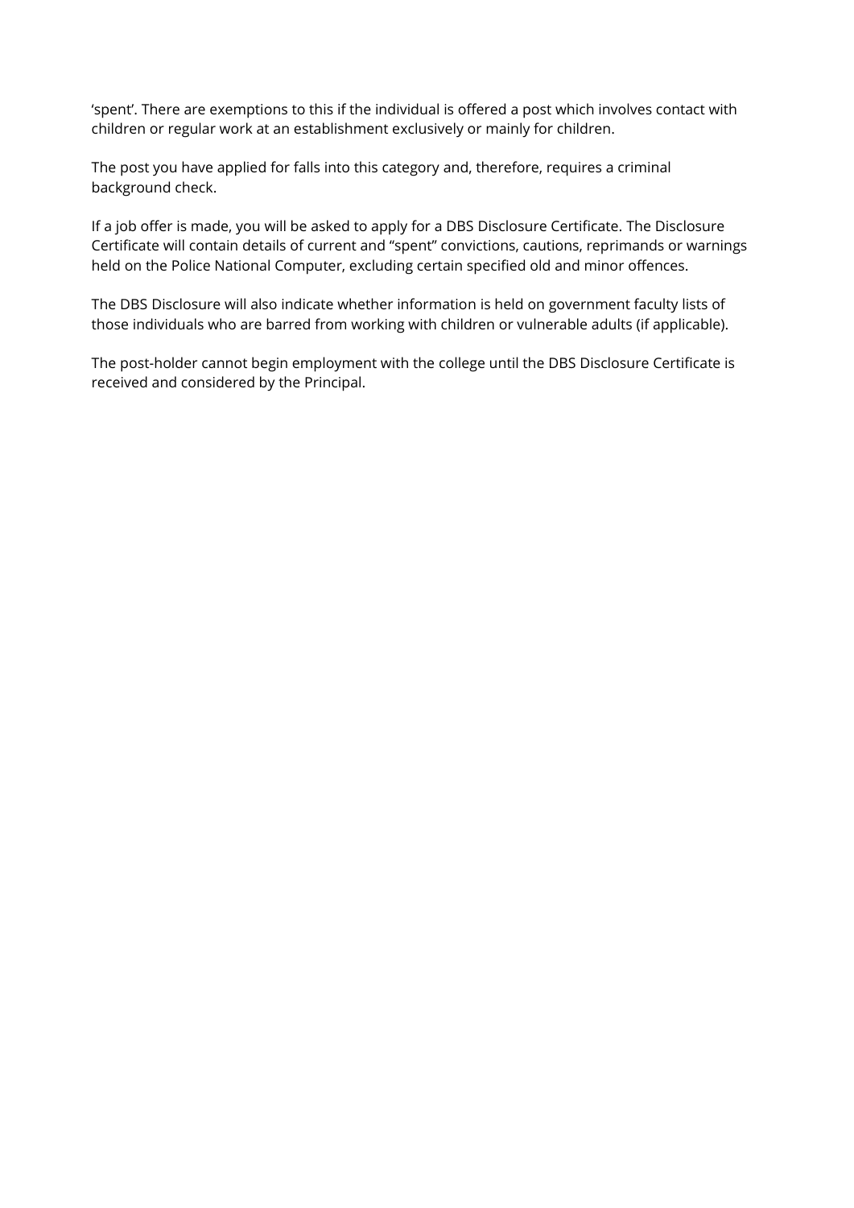'spent'. There are exemptions to this if the individual is offered a post which involves contact with children or regular work at an establishment exclusively or mainly for children.

The post you have applied for falls into this category and, therefore, requires a criminal background check.

If a job offer is made, you will be asked to apply for a DBS Disclosure Certificate. The Disclosure Certificate will contain details of current and "spent" convictions, cautions, reprimands or warnings held on the Police National Computer, excluding certain specified old and minor offences.

The DBS Disclosure will also indicate whether information is held on government faculty lists of those individuals who are barred from working with children or vulnerable adults (if applicable).

The post-holder cannot begin employment with the college until the DBS Disclosure Certificate is received and considered by the Principal.